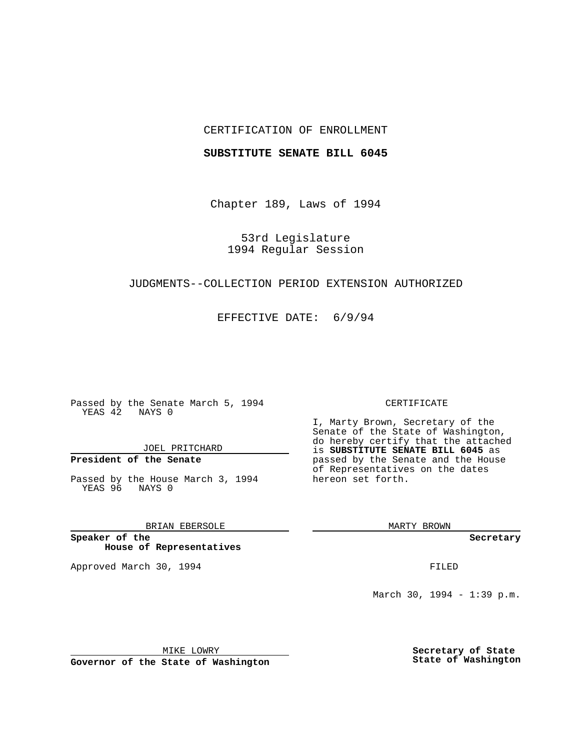CERTIFICATION OF ENROLLMENT

**SUBSTITUTE SENATE BILL 6045**

Chapter 189, Laws of 1994

53rd Legislature
1994 Regular Session

JUDGMENTS--COLLECTION PERIOD EXTENSION AUTHORIZED

EFFECTIVE DATE: 6/9/94

Passed by the Senate March 5, 1994
YEAS 42 NAYS 0

JOEL PRITCHARD

**President of the Senate**

Passed by the House March 3, 1994
YEAS 96 NAYS 0

BRIAN EBERSOLE

**Speaker of the House of Representatives**

Approved March 30, 1994

MIKE LOWRY

**Governor of the State of Washington**

CERTIFICATE

I, Marty Brown, Secretary of the Senate of the State of Washington, do hereby certify that the attached is **SUBSTITUTE SENATE BILL 6045** as passed by the Senate and the House of Representatives on the dates hereon set forth.

MARTY BROWN

**Secretary**

FILED

March 30, 1994 - 1:39 p.m.

**Secretary of State**
**State of Washington**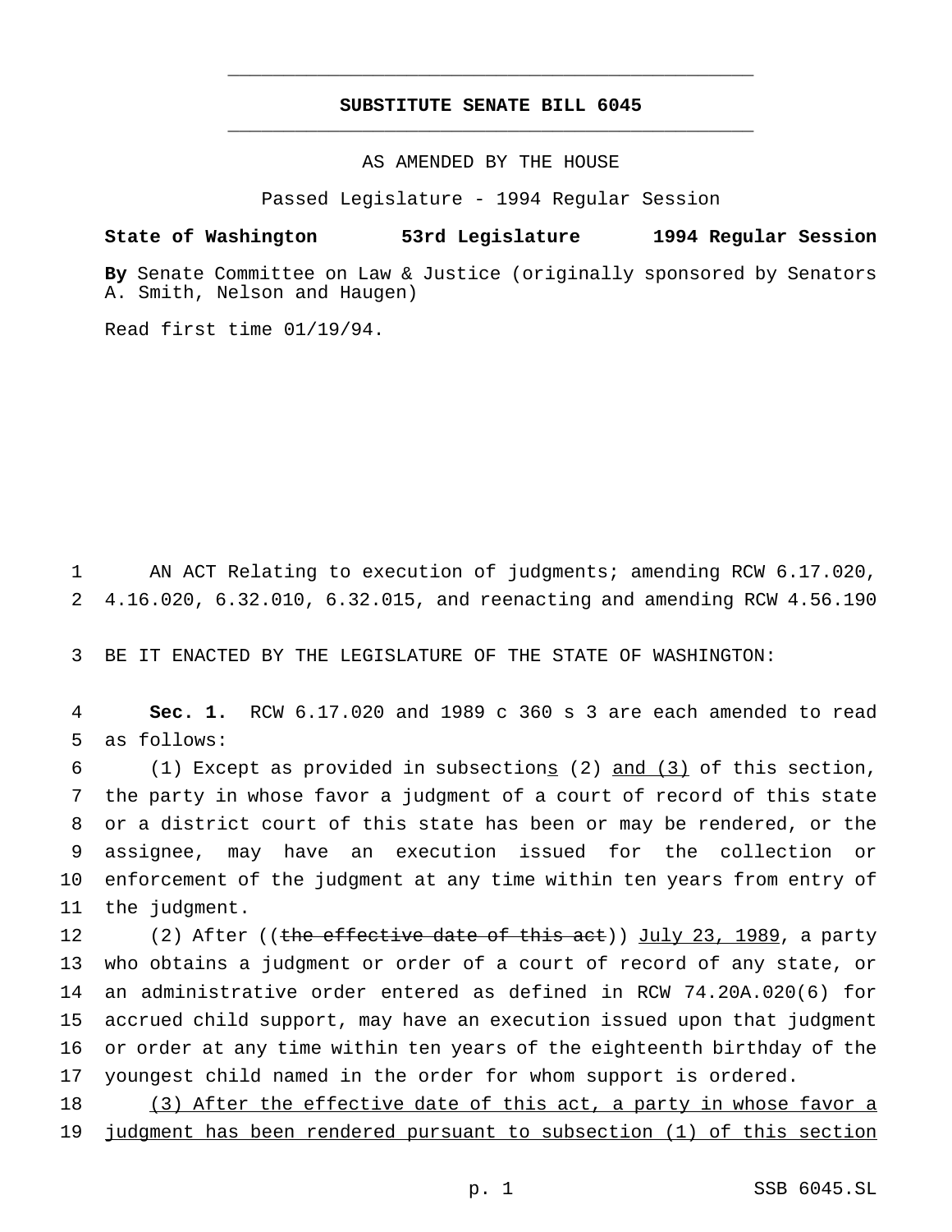# SUBSTITUTE SENATE BILL 6045

AS AMENDED BY THE HOUSE

Passed Legislature - 1994 Regular Session

**State of Washington 53rd Legislature 1994 Regular Session**

**By** Senate Committee on Law & Justice (originally sponsored by Senators A. Smith, Nelson and Haugen)

Read first time 01/19/94.

1 AN ACT Relating to execution of judgments; amending RCW 6.17.020,
2 4.16.020, 6.32.010, 6.32.015, and reenacting and amending RCW 4.56.190

3 BE IT ENACTED BY THE LEGISLATURE OF THE STATE OF WASHINGTON:

4 **Sec. 1.** RCW 6.17.020 and 1989 c 360 s 3 are each amended to read
5 as follows:

6 (1) Except as provided in subsection<u>s</u> (2) <u>and (3)</u> of this section,
7 the party in whose favor a judgment of a court of record of this state
8 or a district court of this state has been or may be rendered, or the
9 assignee, may have an execution issued for the collection or
10 enforcement of the judgment at any time within ten years from entry of
11 the judgment.

12 (2) After ((~~the effective date of this act~~)) <u>July 23, 1989</u>, a party
13 who obtains a judgment or order of a court of record of any state, or
14 an administrative order entered as defined in RCW 74.20A.020(6) for
15 accrued child support, may have an execution issued upon that judgment
16 or order at any time within ten years of the eighteenth birthday of the
17 youngest child named in the order for whom support is ordered.

18 <u>(3) After the effective date of this act, a party in whose favor a</u>
19 <u>judgment has been rendered pursuant to subsection (1) of this section</u>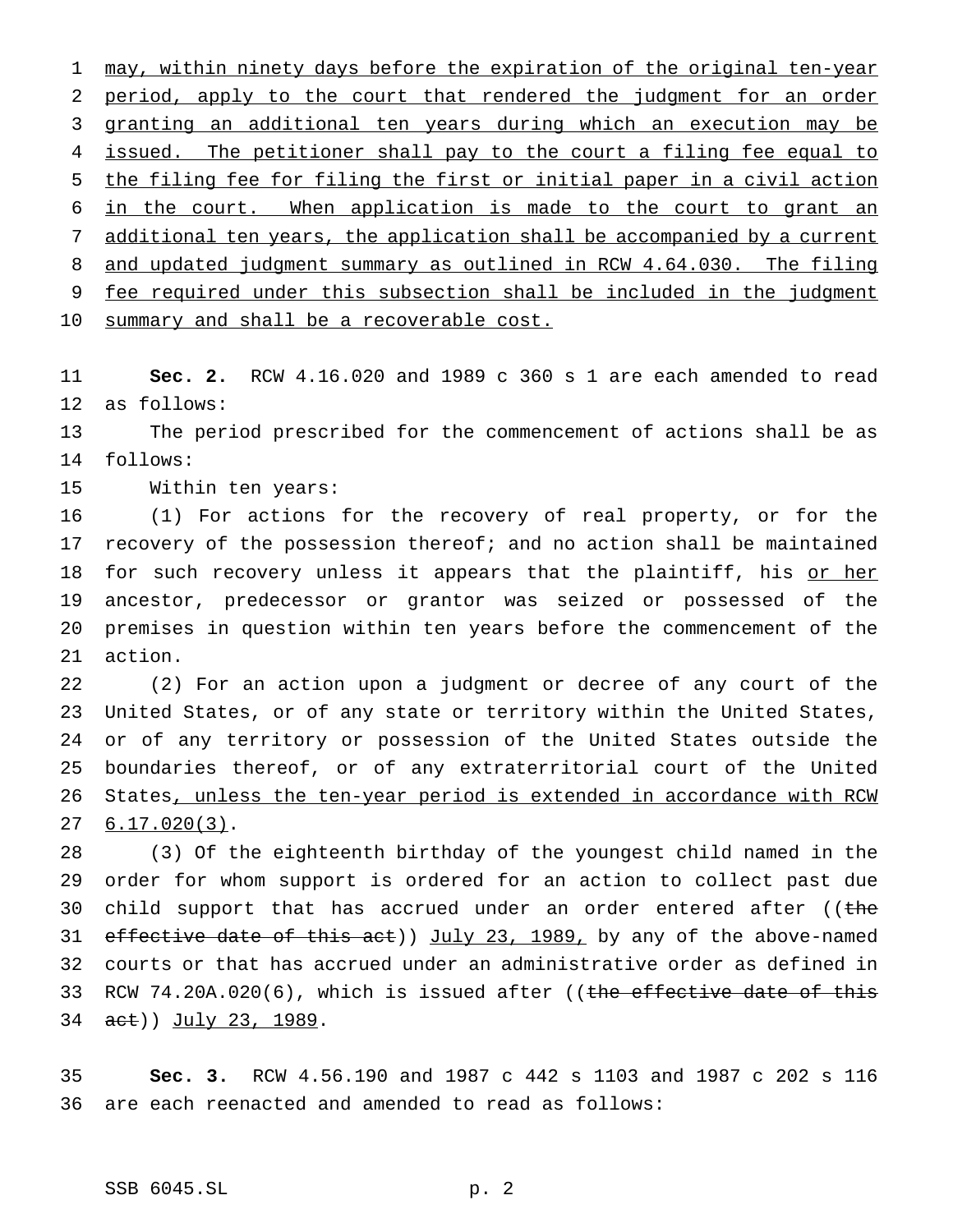<u>may, within ninety days before the expiration of the original ten-year period, apply to the court that rendered the judgment for an order granting an additional ten years during which an execution may be issued. The petitioner shall pay to the court a filing fee equal to the filing fee for filing the first or initial paper in a civil action in the court. When application is made to the court to grant an additional ten years, the application shall be accompanied by a current and updated judgment summary as outlined in RCW 4.64.030. The filing fee required under this subsection shall be included in the judgment summary and shall be a recoverable cost.</u>

**Sec. 2.** RCW 4.16.020 and 1989 c 360 s 1 are each amended to read as follows:

The period prescribed for the commencement of actions shall be as follows:

Within ten years:

(1) For actions for the recovery of real property, or for the recovery of the possession thereof; and no action shall be maintained for such recovery unless it appears that the plaintiff, his <u>or her</u> ancestor, predecessor or grantor was seized or possessed of the premises in question within ten years before the commencement of the action.

(2) For an action upon a judgment or decree of any court of the United States, or of any state or territory within the United States, or of any territory or possession of the United States outside the boundaries thereof, or of any extraterritorial court of the United States<u>, unless the ten-year period is extended in accordance with RCW 6.17.020(3)</u>.

(3) Of the eighteenth birthday of the youngest child named in the order for whom support is ordered for an action to collect past due child support that has accrued under an order entered after ((~~the effective date of this act~~)) <u>July 23, 1989,</u> by any of the above-named courts or that has accrued under an administrative order as defined in RCW 74.20A.020(6), which is issued after ((~~the effective date of this act~~)) <u>July 23, 1989</u>.

**Sec. 3.** RCW 4.56.190 and 1987 c 442 s 1103 and 1987 c 202 s 116 are each reenacted and amended to read as follows: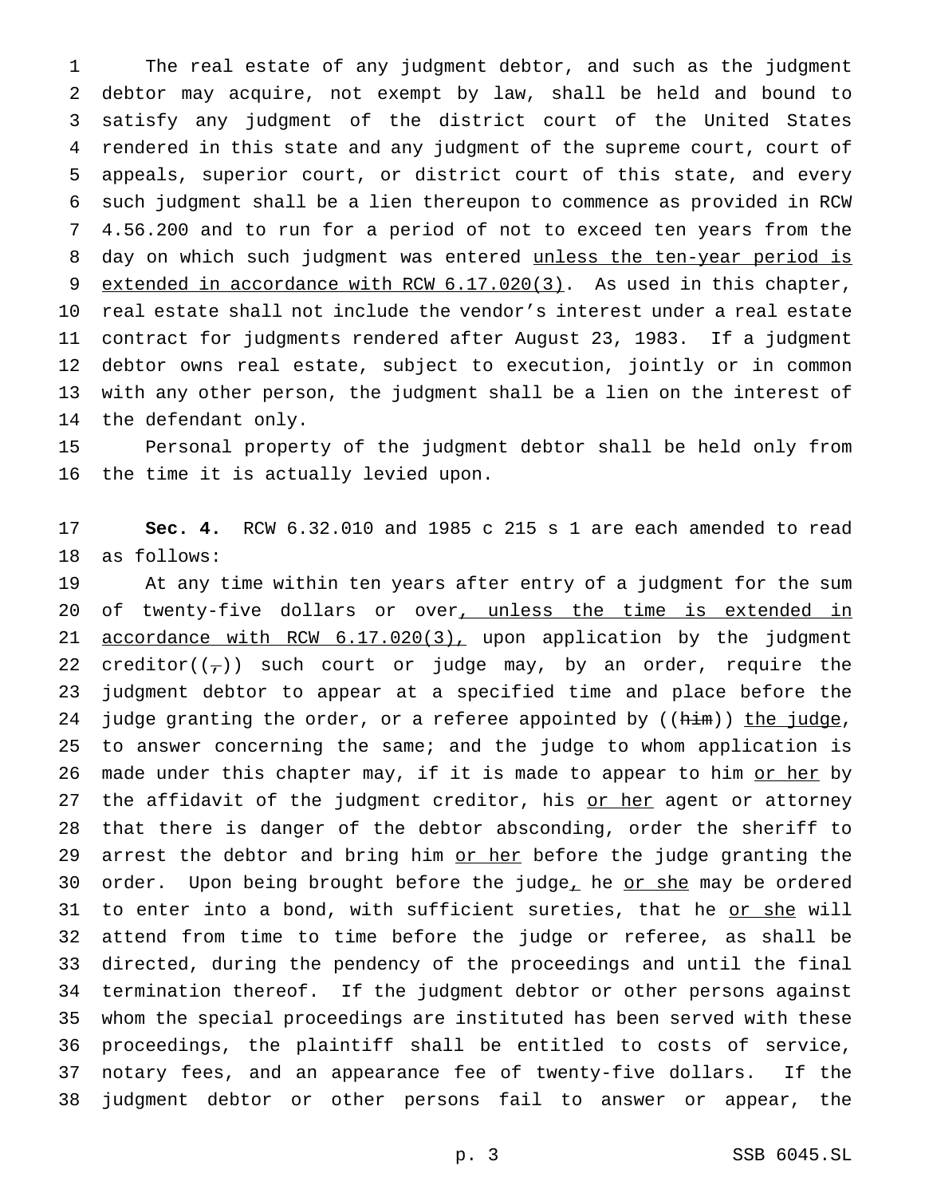The real estate of any judgment debtor, and such as the judgment debtor may acquire, not exempt by law, shall be held and bound to satisfy any judgment of the district court of the United States rendered in this state and any judgment of the supreme court, court of appeals, superior court, or district court of this state, and every such judgment shall be a lien thereupon to commence as provided in RCW 4.56.200 and to run for a period of not to exceed ten years from the day on which such judgment was entered unless the ten-year period is extended in accordance with RCW 6.17.020(3). As used in this chapter, real estate shall not include the vendor's interest under a real estate contract for judgments rendered after August 23, 1983. If a judgment debtor owns real estate, subject to execution, jointly or in common with any other person, the judgment shall be a lien on the interest of the defendant only.

Personal property of the judgment debtor shall be held only from the time it is actually levied upon.

**Sec. 4.** RCW 6.32.010 and 1985 c 215 s 1 are each amended to read as follows:

At any time within ten years after entry of a judgment for the sum of twenty-five dollars or over, unless the time is extended in accordance with RCW 6.17.020(3), upon application by the judgment creditor((,)) such court or judge may, by an order, require the judgment debtor to appear at a specified time and place before the judge granting the order, or a referee appointed by ((him)) the judge, to answer concerning the same; and the judge to whom application is made under this chapter may, if it is made to appear to him or her by the affidavit of the judgment creditor, his or her agent or attorney that there is danger of the debtor absconding, order the sheriff to arrest the debtor and bring him or her before the judge granting the order. Upon being brought before the judge, he or she may be ordered to enter into a bond, with sufficient sureties, that he or she will attend from time to time before the judge or referee, as shall be directed, during the pendency of the proceedings and until the final termination thereof. If the judgment debtor or other persons against whom the special proceedings are instituted has been served with these proceedings, the plaintiff shall be entitled to costs of service, notary fees, and an appearance fee of twenty-five dollars. If the judgment debtor or other persons fail to answer or appear, the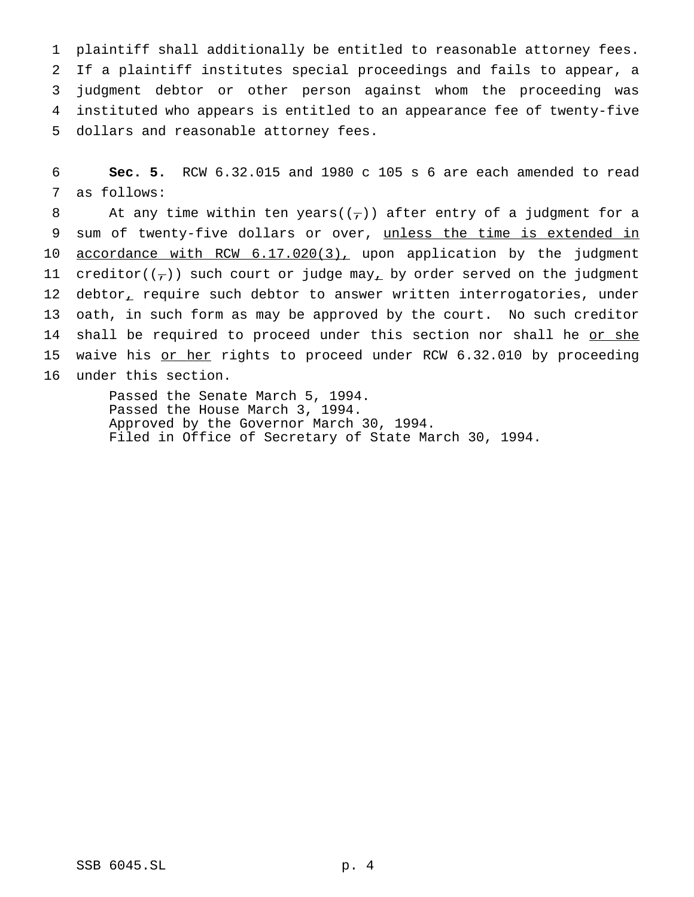plaintiff shall additionally be entitled to reasonable attorney fees. If a plaintiff institutes special proceedings and fails to appear, a judgment debtor or other person against whom the proceeding was instituted who appears is entitled to an appearance fee of twenty-five dollars and reasonable attorney fees.

**Sec. 5.** RCW 6.32.015 and 1980 c 105 s 6 are each amended to read as follows:

At any time within ten years((,)) after entry of a judgment for a sum of twenty-five dollars or over, unless the time is extended in accordance with RCW 6.17.020(3), upon application by the judgment creditor((,)) such court or judge may, by order served on the judgment debtor, require such debtor to answer written interrogatories, under oath, in such form as may be approved by the court. No such creditor shall be required to proceed under this section nor shall he or she waive his or her rights to proceed under RCW 6.32.010 by proceeding under this section.

Passed the Senate March 5, 1994.
Passed the House March 3, 1994.
Approved by the Governor March 30, 1994.
Filed in Office of Secretary of State March 30, 1994.